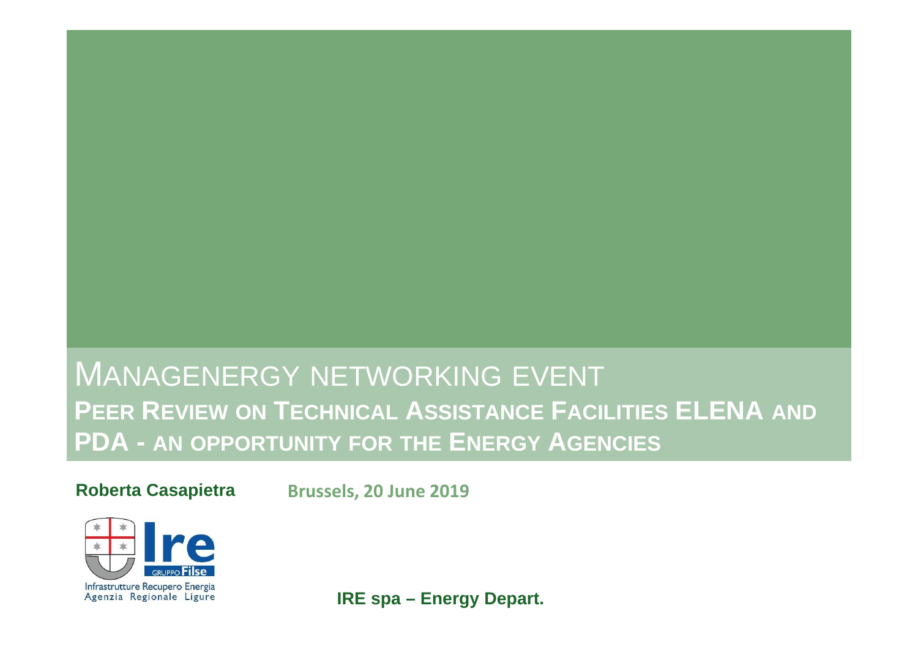# MANAGENERGY NETWORKING EVENT

## PEER REVIEW ON TECHNICAL ASSISTANCE FACILITIES ELENA AND PDA - AN OPPORTUNITY FOR THE ENERGY AGENCIES

**Roberta Casapietra** **Brussels, 20 June 2019**

Ire GRUPPO Filse
Infrastrutture Recupero Energia
Agenzia Regionale Ligure

**IRE spa – Energy Depart.**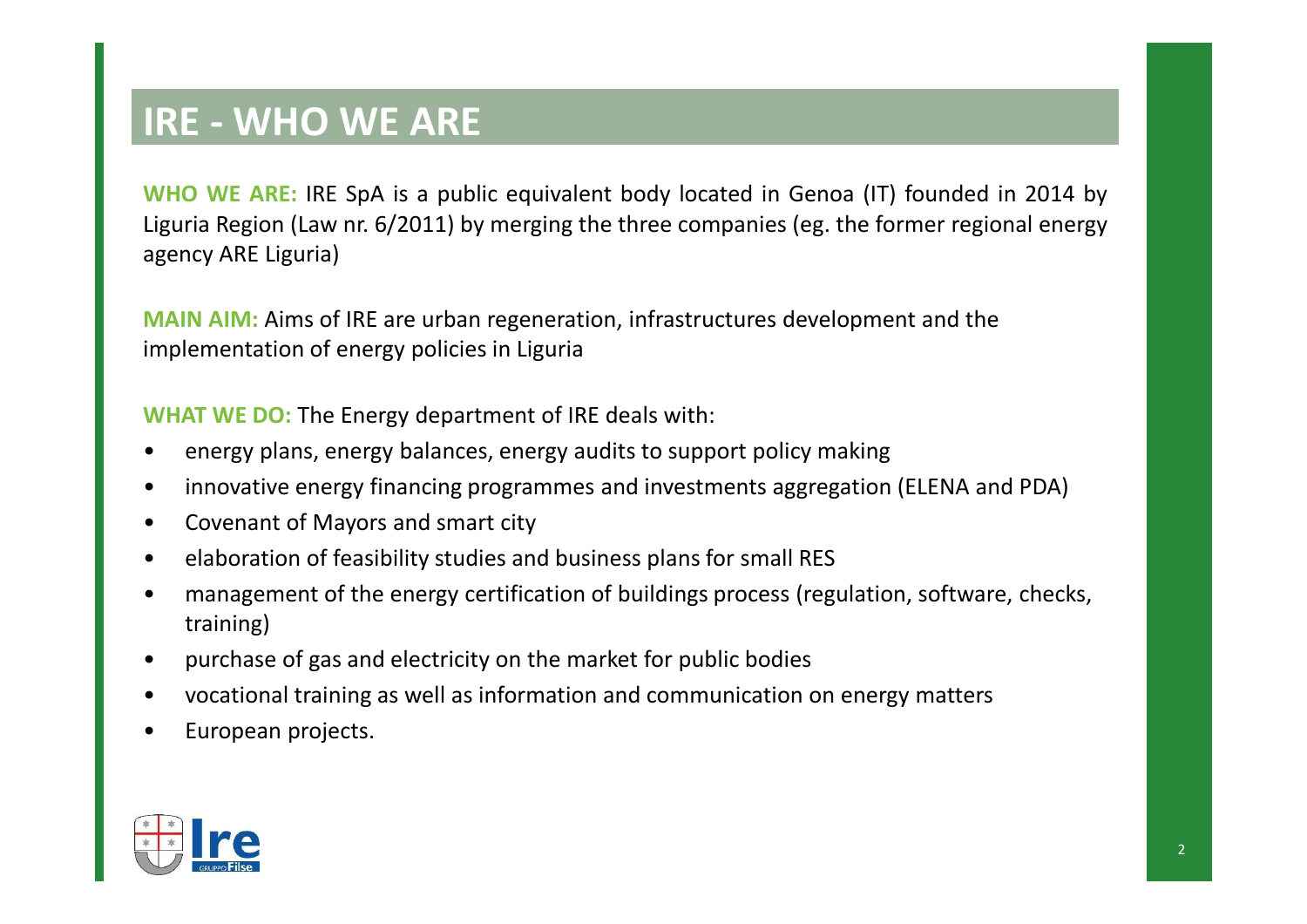# IRE - WHO WE ARE

**WHO WE ARE:** IRE SpA is a public equivalent body located in Genoa (IT) founded in 2014 by Liguria Region (Law nr. 6/2011) by merging the three companies (eg. the former regional energy agency ARE Liguria)

**MAIN AIM:** Aims of IRE are urban regeneration, infrastructures development and the implementation of energy policies in Liguria

**WHAT WE DO:** The Energy department of IRE deals with:

- energy plans, energy balances, energy audits to support policy making
- innovative energy financing programmes and investments aggregation (ELENA and PDA)
- Covenant of Mayors and smart city
- elaboration of feasibility studies and business plans for small RES
- management of the energy certification of buildings process (regulation, software, checks, training)
- purchase of gas and electricity on the market for public bodies
- vocational training as well as information and communication on energy matters
- European projects.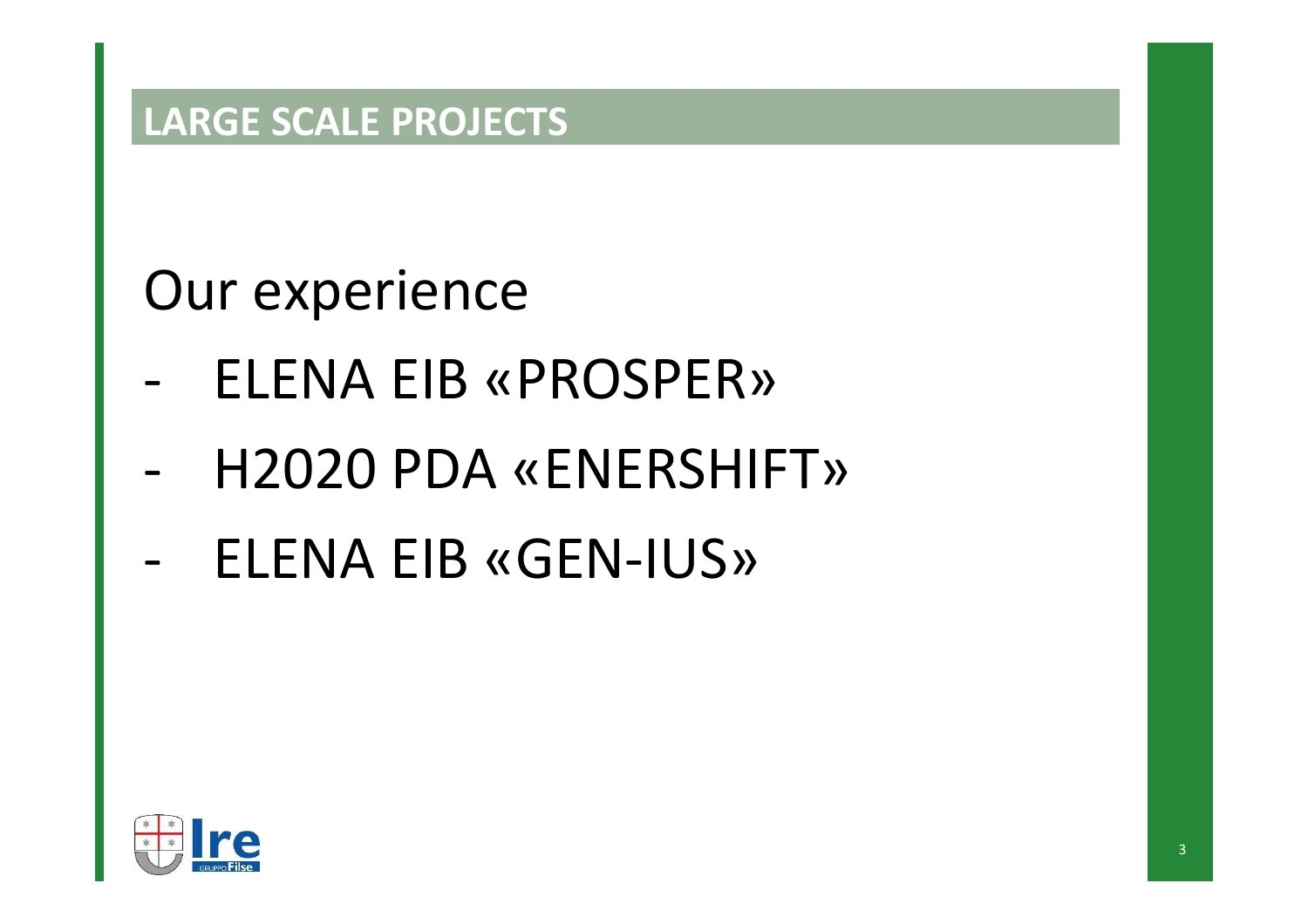## LARGE SCALE PROJECTS

# Our experience

- ELENA EIB «PROSPER»
- H2020 PDA «ENERSHIFT»
- ELENA EIB «GEN-IUS»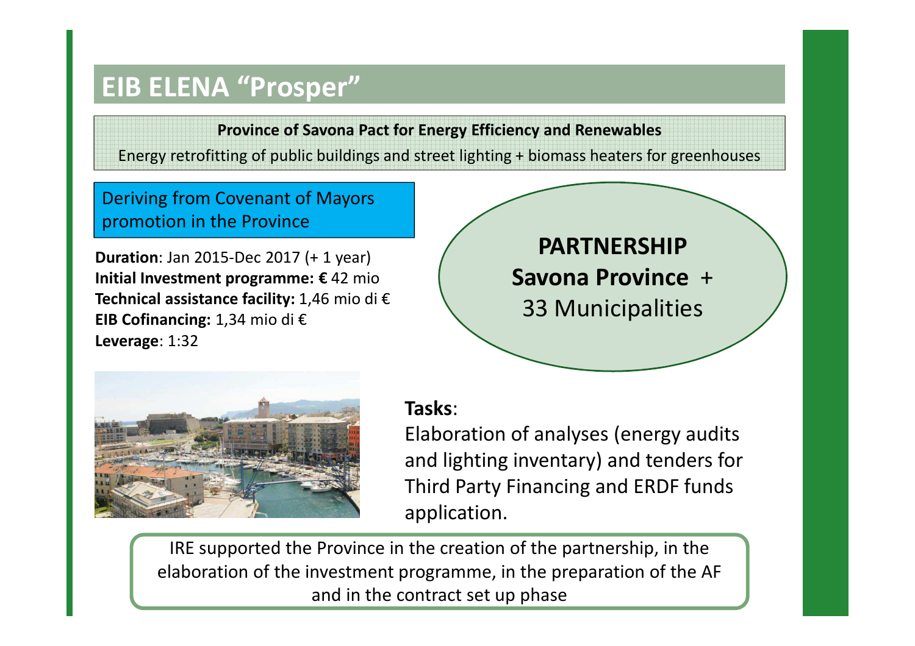# EIB ELENA "Prosper"

**Province of Savona Pact for Energy Efficiency and Renewables**

Energy retrofitting of public buildings and street lighting + biomass heaters for greenhouses

Deriving from Covenant of Mayors promotion in the Province

**Duration**: Jan 2015-Dec 2017 (+ 1 year)
**Initial Investment programme: €** 42 mio
**Technical assistance facility:** 1,46 mio di €
**EIB Cofinancing:** 1,34 mio di €
**Leverage**: 1:32

**PARTNERSHIP**
**Savona Province** +
33 Municipalities

**Tasks**:
Elaboration of analyses (energy audits and lighting inventary) and tenders for Third Party Financing and ERDF funds application.

IRE supported the Province in the creation of the partnership, in the elaboration of the investment programme, in the preparation of the AF and in the contract set up phase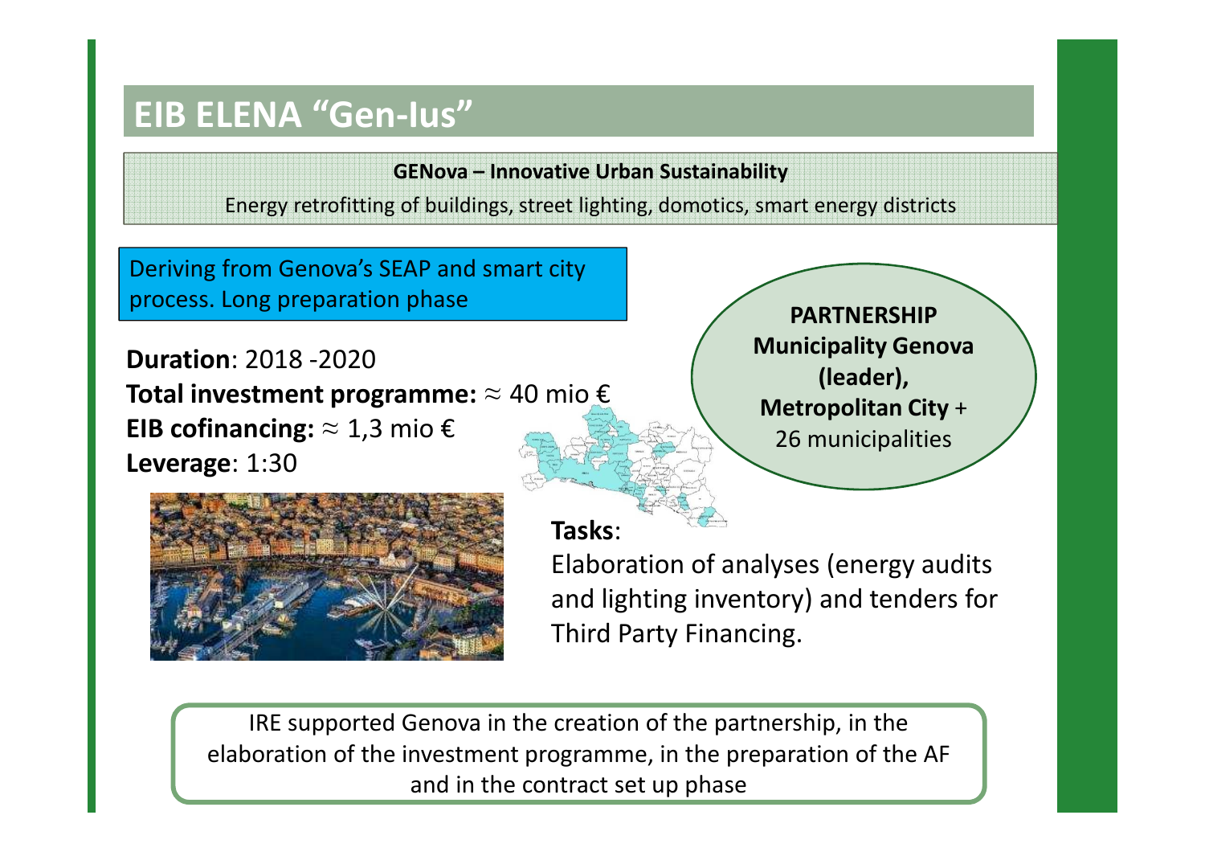# EIB ELENA “Gen-Ius”

**GENova – Innovative Urban Sustainability**

Energy retrofitting of buildings, street lighting, domotics, smart energy districts

Deriving from Genova’s SEAP and smart city process. Long preparation phase

**Duration**: 2018 -2020
**Total investment programme:** ≈ 40 mio €
**EIB cofinancing:** ≈ 1,3 mio €
**Leverage**: 1:30

**PARTNERSHIP**
**Municipality Genova (leader),**
**Metropolitan City** +
26 municipalities

**Tasks**:
Elaboration of analyses (energy audits and lighting inventory) and tenders for Third Party Financing.

IRE supported Genova in the creation of the partnership, in the elaboration of the investment programme, in the preparation of the AF and in the contract set up phase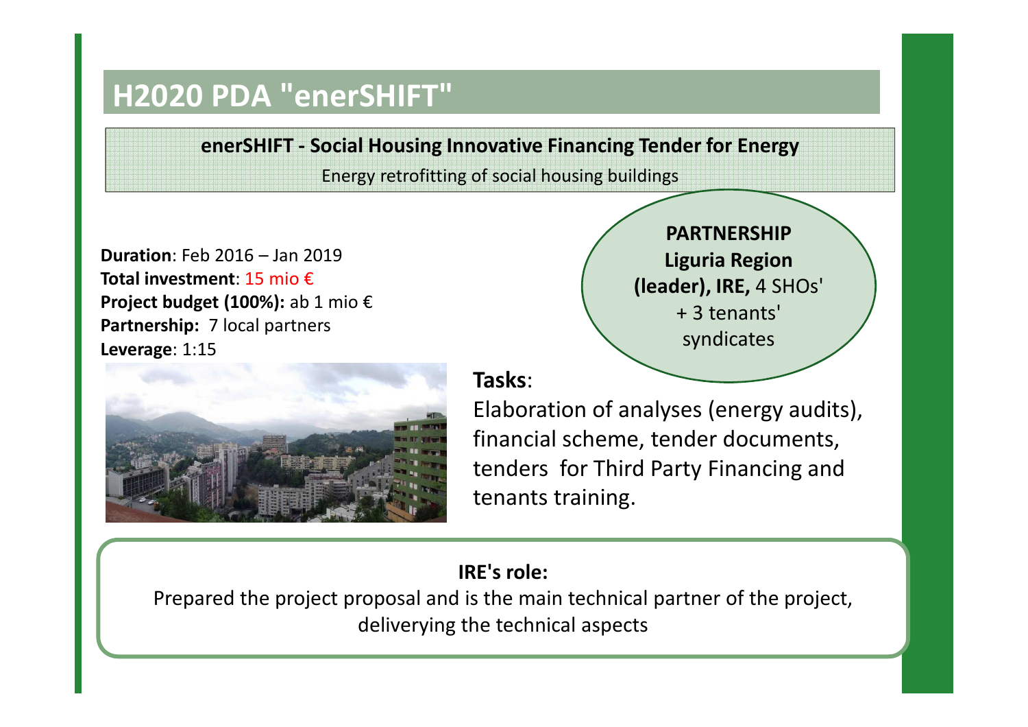# H2020 PDA "enerSHIFT"

**enerSHIFT - Social Housing Innovative Financing Tender for Energy**

Energy retrofitting of social housing buildings

**Duration**: Feb 2016 – Jan 2019
**Total investment**: 15 mio €
**Project budget (100%):** ab 1 mio €
**Partnership:** 7 local partners
**Leverage**: 1:15

**PARTNERSHIP**
**Liguria Region (leader), IRE,** 4 SHOs' + 3 tenants' syndicates

**Tasks**:
Elaboration of analyses (energy audits), financial scheme, tender documents, tenders for Third Party Financing and tenants training.

**IRE's role:**
Prepared the project proposal and is the main technical partner of the project, deliverying the technical aspects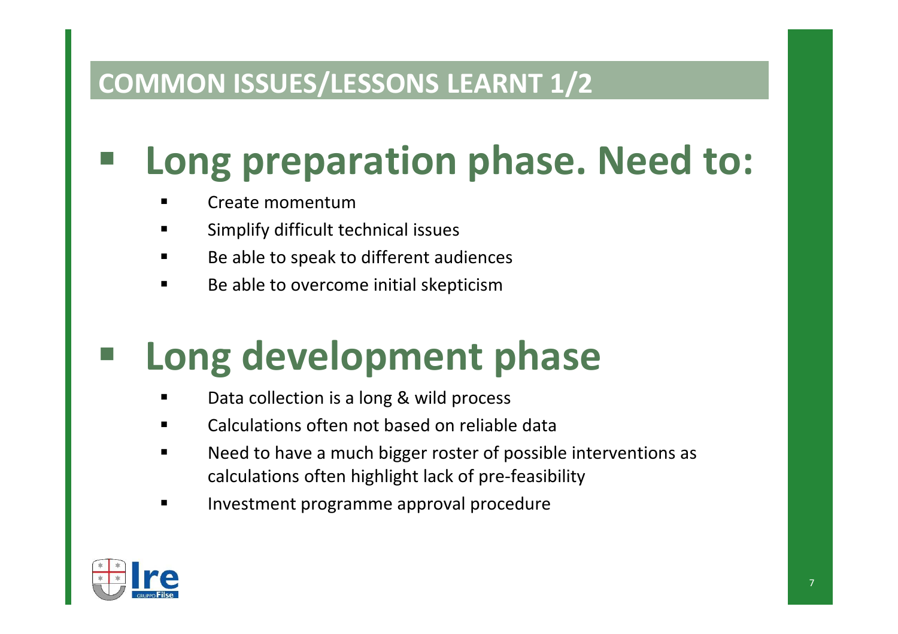## COMMON ISSUES/LESSONS LEARNT 1/2

- **Long preparation phase. Need to:**
  - Create momentum
  - Simplify difficult technical issues
  - Be able to speak to different audiences
  - Be able to overcome initial skepticism

- **Long development phase**
  - Data collection is a long & wild process
  - Calculations often not based on reliable data
  - Need to have a much bigger roster of possible interventions as calculations often highlight lack of pre-feasibility
  - Investment programme approval procedure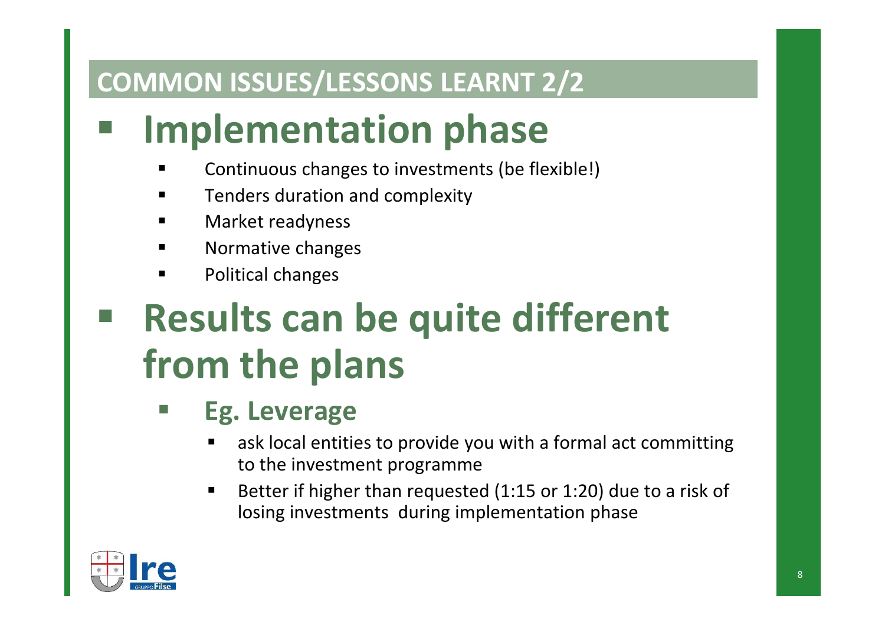## COMMON ISSUES/LESSONS LEARNT 2/2

- **Implementation phase**
  - Continuous changes to investments (be flexible!)
  - Tenders duration and complexity
  - Market readyness
  - Normative changes
  - Political changes
- **Results can be quite different from the plans**
  - **Eg. Leverage**
    - ask local entities to provide you with a formal act committing to the investment programme
    - Better if higher than requested (1:15 or 1:20) due to a risk of losing investments during implementation phase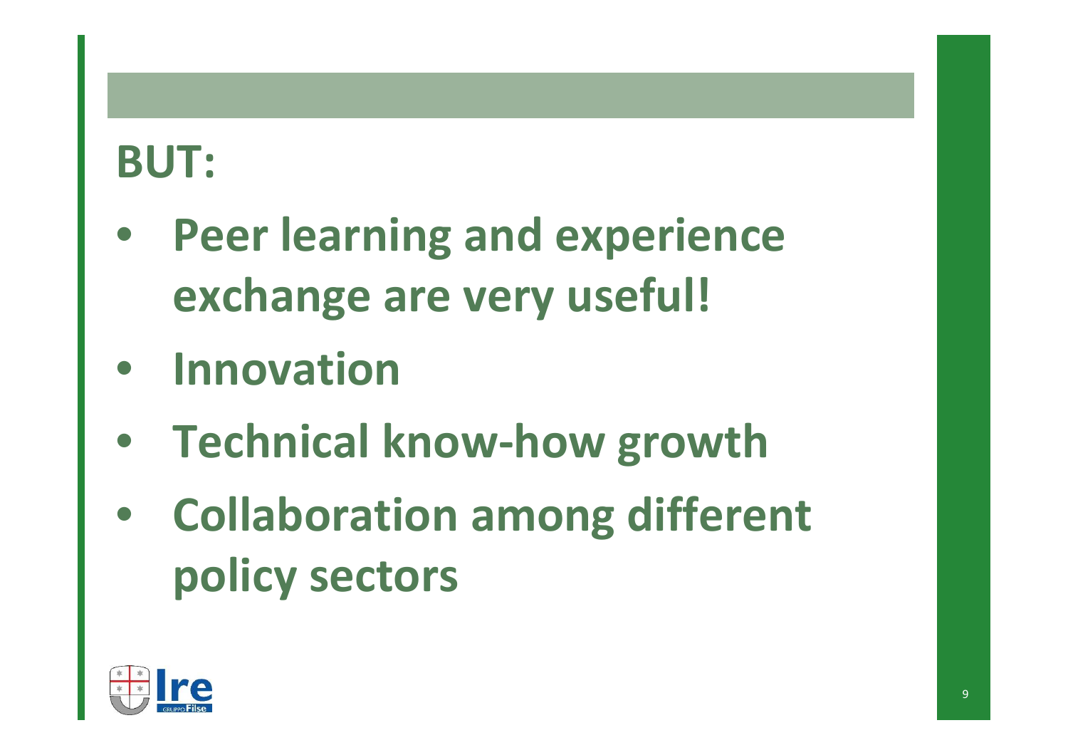## BUT:

- **Peer learning and experience exchange are very useful!**
- **Innovation**
- **Technical know-how growth**
- **Collaboration among different policy sectors**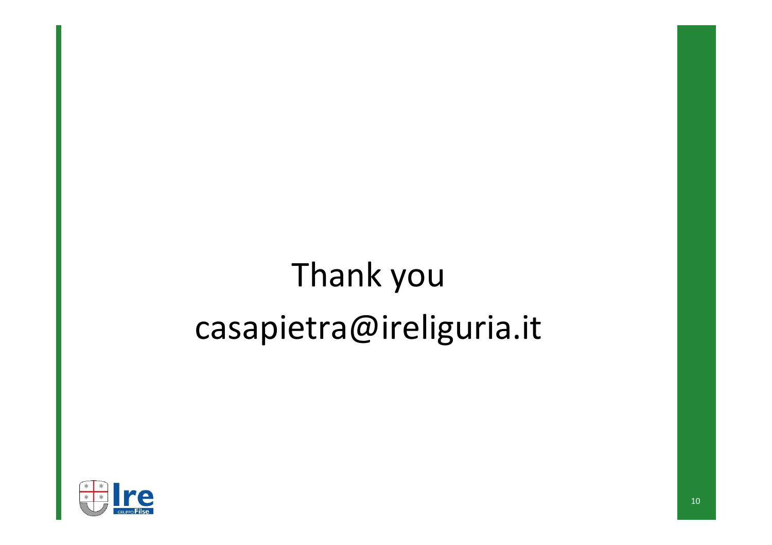Thank you

casapietra@ireliguria.it